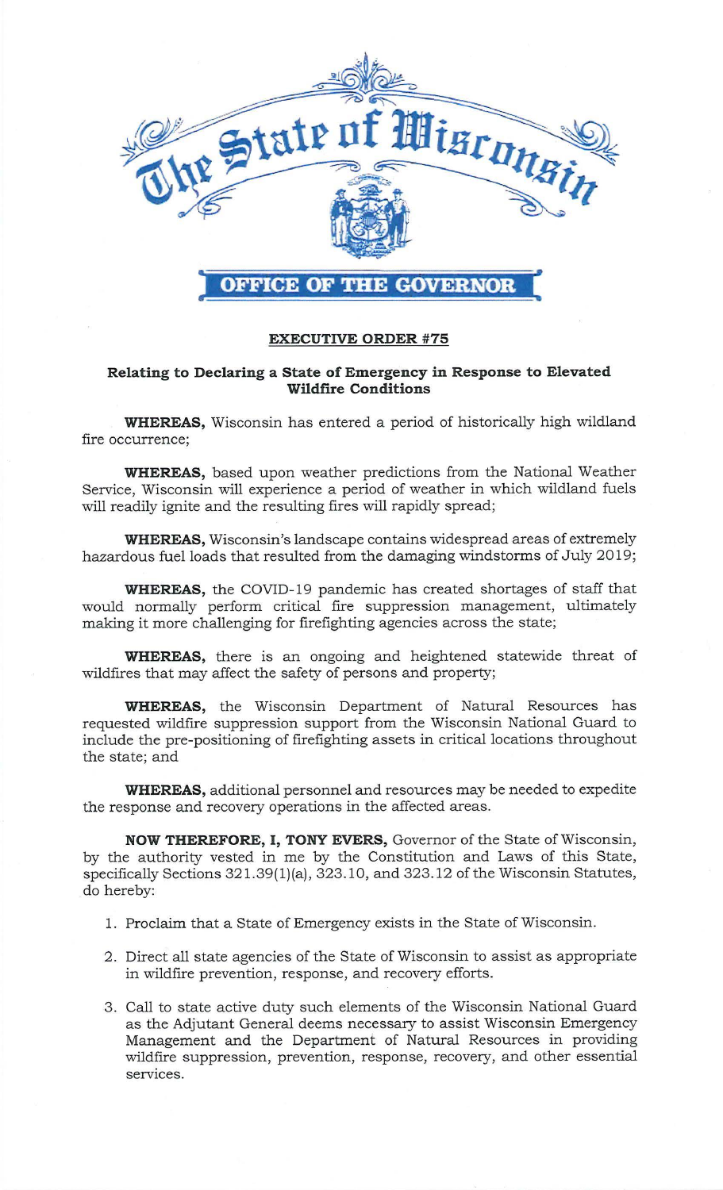# The State of Wisconsin

## OFFICE OF THE GOVERNOR

**EXECUTIVE ORDER #75**

**Relating to Declaring a State of Emergency in Response to Elevated Wildfire Conditions**

**WHEREAS,** Wisconsin has entered a period of historically high wildland fire occurrence;

**WHEREAS,** based upon weather predictions from the National Weather Service, Wisconsin will experience a period of weather in which wildland fuels will readily ignite and the resulting fires will rapidly spread;

**WHEREAS,** Wisconsin's landscape contains widespread areas of extremely hazardous fuel loads that resulted from the damaging windstorms of July 2019;

**WHEREAS,** the COVID-19 pandemic has created shortages of staff that would normally perform critical fire suppression management, ultimately making it more challenging for firefighting agencies across the state;

**WHEREAS,** there is an ongoing and heightened statewide threat of wildfires that may affect the safety of persons and property;

**WHEREAS,** the Wisconsin Department of Natural Resources has requested wildfire suppression support from the Wisconsin National Guard to include the pre-positioning of firefighting assets in critical locations throughout the state; and

**WHEREAS,** additional personnel and resources may be needed to expedite the response and recovery operations in the affected areas.

**NOW THEREFORE, I, TONY EVERS,** Governor of the State of Wisconsin, by the authority vested in me by the Constitution and Laws of this State, specifically Sections 321.39(1)(a), 323.10, and 323.12 of the Wisconsin Statutes, do hereby:

1. Proclaim that a State of Emergency exists in the State of Wisconsin.
2. Direct all state agencies of the State of Wisconsin to assist as appropriate in wildfire prevention, response, and recovery efforts.
3. Call to state active duty such elements of the Wisconsin National Guard as the Adjutant General deems necessary to assist Wisconsin Emergency Management and the Department of Natural Resources in providing wildfire suppression, prevention, response, recovery, and other essential services.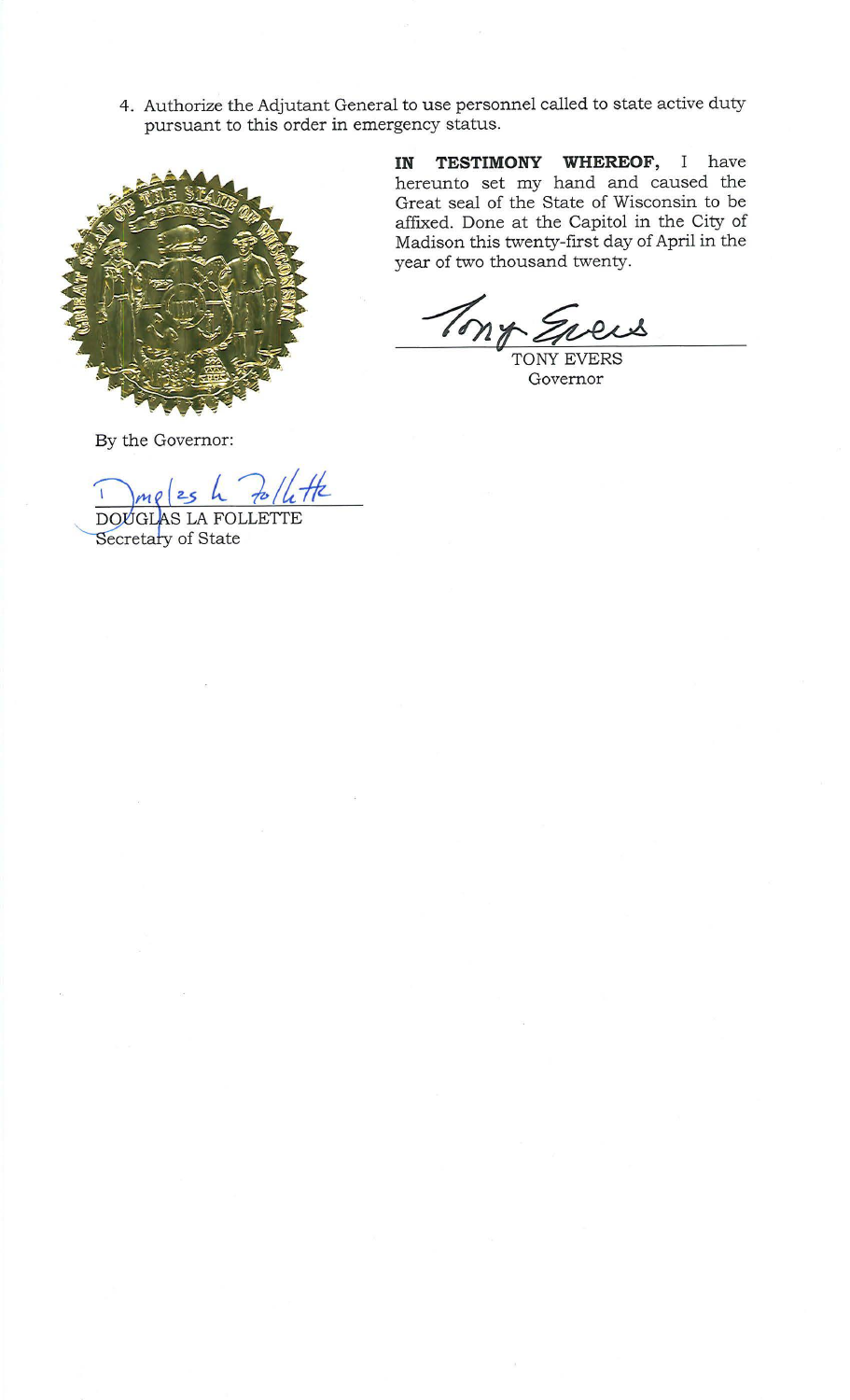4. Authorize the Adjutant General to use personnel called to state active duty pursuant to this order in emergency status.

**IN TESTIMONY WHEREOF,** I have hereunto set my hand and caused the Great seal of the State of Wisconsin to be affixed. Done at the Capitol in the City of Madison this twenty-first day of April in the year of two thousand twenty.

TONY EVERS
Governor

By the Governor:

DOUGLAS LA FOLLETTE
Secretary of State